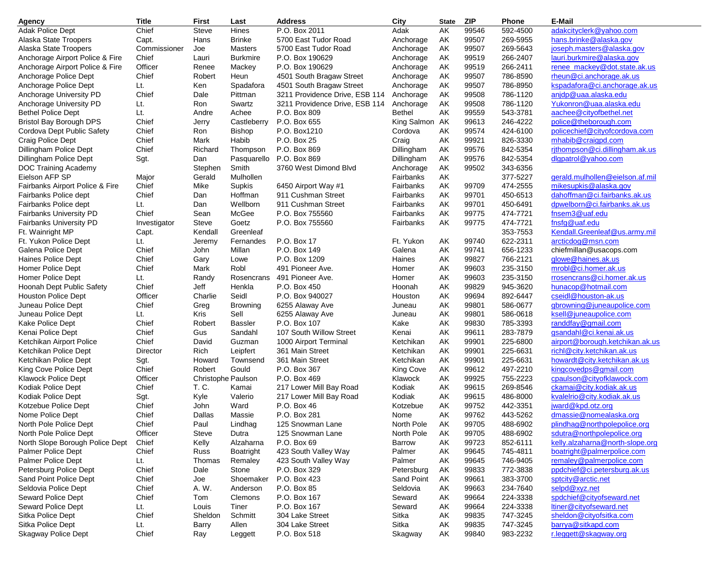| Agency | Title | First | Last | Address | City | State | ZIP | Phone | E-Mail |
|---|---|---|---|---|---|---|---|---|---|
| Adak Police Dept | Chief | Steve | Hines | P.O. Box 2011 | Adak | AK | 99546 | 592-4500 | adakcityclerk@yahoo.com |
| Alaska State Troopers | Capt. | Hans | Brinke | 5700 East Tudor Road | Anchorage | AK | 99507 | 269-5955 | hans.brinke@alaska.gov |
| Alaska State Troopers | Commissioner | Joe | Masters | 5700 East Tudor Road | Anchorage | AK | 99507 | 269-5643 | joseph.masters@alaska.gov |
| Anchorage Airport Police & Fire | Chief | Lauri | Burkmire | P.O. Box 190629 | Anchorage | AK | 99519 | 266-2407 | lauri.burkmire@alaska.gov |
| Anchorage Airport Police & Fire | Officer | Renee | Mackey | P.O. Box 190629 | Anchorage | AK | 99519 | 266-2411 | renee_mackey@dot.state.ak.us |
| Anchorage Police Dept | Chief | Robert | Heun | 4501 South Bragaw Street | Anchorage | AK | 99507 | 786-8590 | rheun@ci.anchorage.ak.us |
| Anchorage Police Dept | Lt. | Ken | Spadafora | 4501 South Bragaw Street | Anchorage | AK | 99507 | 786-8950 | kspadafora@ci.anchorage.ak.us |
| Anchorage University PD | Chief | Dale | Pittman | 3211 Providence Drive, ESB 114 | Anchorage | AK | 99508 | 786-1120 | anjdp@uaa.alaska.edu |
| Anchorage University PD | Lt. | Ron | Swartz | 3211 Providence Drive, ESB 114 | Anchorage | AK | 99508 | 786-1120 | Yukonron@uaa.alaska.edu |
| Bethel Police Dept | Lt. | Andre | Achee | P.O. Box 809 | Bethel | AK | 99559 | 543-3781 | aachee@cityofbethel.net |
| Bristol Bay Borough DPS | Chief | Jerry | Castleberry | P.O. Box 655 | King Salmon | AK | 99613 | 246-4222 | police@theborough.com |
| Cordova Dept Public Safety | Chief | Ron | Bishop | P.O. Box1210 | Cordova | AK | 99574 | 424-6100 | policechief@cityofcordova.com |
| Craig Police Dept | Chief | Mark | Habib | P.O. Box 25 | Craig | AK | 99921 | 826-3330 | mhabib@craigpd.com |
| Dillingham Police Dept | Chief | Richard | Thompson | P.O. Box 869 | Dillingham | AK | 99576 | 842-5354 | rjthompson@ci.dillingham.ak.us |
| Dillingham Police Dept | Sgt. | Dan | Pasquarello | P.O. Box 869 | Dillingham | AK | 99576 | 842-5354 | dlgpatrol@yahoo.com |
| DOC Training Academy | | Stephen | Smith | 3760 West Dimond Blvd | Anchorage | AK | 99502 | 343-6356 | |
| Eielson AFP SP | Major | Gerald | Mulhollen | | Fairbanks | AK | | 377-5227 | gerald.mulhollen@eielson.af.mil |
| Fairbanks Airport Police & Fire | Chief | Mike | Supkis | 6450 Airport Way #1 | Fairbanks | AK | 99709 | 474-2555 | mikesupkis@alaska.gov |
| Fairbanks Police dept | Chief | Dan | Hoffman | 911 Cushman Street | Fairbanks | AK | 99701 | 450-6513 | dahoffman@ci.fairbanks.ak.us |
| Fairbanks Police dept | Lt. | Dan | Wellborn | 911 Cushman Street | Fairbanks | AK | 99701 | 450-6491 | dpwelborn@ci.fairbanks.ak.us |
| Fairbanks University PD | Chief | Sean | McGee | P.O. Box 755560 | Fairbanks | AK | 99775 | 474-7721 | fnsem3@uaf.edu |
| Fairbanks University PD | Investigator | Steve | Goetz | P.O. Box 755560 | Fairbanks | AK | 99775 | 474-7721 | fnsfg@uaf.edu |
| Ft. Wainright MP | Capt. | Kendall | Greenleaf | | | | | 353-7553 | Kendall.Greenleaf@us.army.mil |
| Ft. Yukon Police Dept | Lt. | Jeremy | Fernandes | P.O. Box 17 | Ft. Yukon | AK | 99740 | 622-2311 | arcticdog@msn.com |
| Galena Police Dept | Chief | John | Millan | P.O. Box 149 | Galena | AK | 99741 | 656-1233 | chiefmillan@usacops.com |
| Haines Police Dept | Chief | Gary | Lowe | P.O. Box 1209 | Haines | AK | 99827 | 766-2121 | glowe@haines.ak.us |
| Homer Police Dept | Chief | Mark | Robl | 491 Pioneer Ave. | Homer | AK | 99603 | 235-3150 | mrobl@ci.homer.ak.us |
| Homer Police Dept | Lt. | Randy | Rosencrans | 491 Pioneer Ave. | Homer | AK | 99603 | 235-3150 | rrosencrans@ci.homer.ak.us |
| Hoonah Dept Public Safety | Chief | Jeff | Henkla | P.O. Box 450 | Hoonah | AK | 99829 | 945-3620 | hunacop@hotmail.com |
| Houston Police Dept | Officer | Charlie | Seidl | P.O. Box 940027 | Houston | AK | 99694 | 892-6447 | cseidl@houston-ak.us |
| Juneau Police Dept | Chief | Greg | Browning | 6255 Alaway Ave | Juneau | AK | 99801 | 586-0677 | gbrowning@juneaupolice.com |
| Juneau Police Dept | Lt. | Kris | Sell | 6255 Alaway Ave | Juneau | AK | 99801 | 586-0618 | ksell@juneaupolice.com |
| Kake Police Dept | Chief | Robert | Bassler | P.O. Box 107 | Kake | AK | 99830 | 785-3393 | randdfay@gmail.com |
| Kenai Police Dept | Chief | Gus | Sandahl | 107 South Willow Street | Kenai | AK | 99611 | 283-7879 | gsandahl@ci.kenai.ak.us |
| Ketchikan Airport Police | Chief | David | Guzman | 1000 Airport Terminal | Ketchikan | AK | 99901 | 225-6800 | airport@borough.ketchikan.ak.us |
| Ketchikan Police Dept | Director | Rich | Leipfert | 361 Main Street | Ketchikan | AK | 99901 | 225-6631 | richl@city.ketchikan.ak.us |
| Ketchikan Police Dept | Sgt. | Howard | Townsend | 361 Main Street | Ketchikan | AK | 99901 | 225-6631 | howardt@city.ketchikan.ak.us |
| King Cove Police Dept | Chief | Robert | Gould | P.O. Box 367 | King Cove | AK | 99612 | 497-2210 | kingcovedps@gmail.com |
| Klawock Police Dept | Officer | Christophe | Paulson | P.O. Box 469 | Klawock | AK | 99925 | 755-2223 | cpaulson@cityofklawock.com |
| Kodiak Police Dept | Chief | T. C. | Kamai | 217 Lower Mill Bay Road | Kodiak | AK | 99615 | 269-8546 | ckamai@city.kodiak.ak.us |
| Kodiak Police Dept | Sgt. | Kyle | Valerio | 217 Lower Mill Bay Road | Kodiak | AK | 99615 | 486-8000 | kvalelrio@city.kodiak.ak.us |
| Kotzebue Police Dept | Chief | John | Ward | P.O. Box 46 | Kotzebue | AK | 99752 | 442-3351 | jward@kpd.otz.org |
| Nome Police Dept | Chief | Dallas | Massie | P.O. Box 281 | Nome | AK | 99762 | 443-5262 | dmassie@nomealaska.org |
| North Pole Police Dept | Chief | Paul | Lindhag | 125 Snowman Lane | North Pole | AK | 99705 | 488-6902 | plindhag@northpolepolice.org |
| North Pole Police Dept | Officer | Steve | Dutra | 125 Snowman Lane | North Pole | AK | 99705 | 488-6902 | sdutra@northpolepolice.org |
| North Slope Borough Police Dept | Chief | Kelly | Alzaharna | P.O. Box 69 | Barrow | AK | 99723 | 852-6111 | kelly.alzaharna@north-slope.org |
| Palmer Police Dept | Chief | Russ | Boatright | 423 South Valley Way | Palmer | AK | 99645 | 745-4811 | boatright@palmerpolice.com |
| Palmer Police Dept | Lt. | Thomas | Remaley | 423 South Valley Way | Palmer | AK | 99645 | 746-9405 | remaley@palmerpolice.com |
| Petersburg Police Dept | Chief | Dale | Stone | P.O. Box 329 | Petersburg | AK | 99833 | 772-3838 | ppdchief@ci.petersburg.ak.us |
| Sand Point Police Dept | Chief | Joe | Shoemaker | P.O. Box 423 | Sand Point | AK | 99661 | 383-3700 | sptcity@arctic.net |
| Seldovia Police Dept | Chief | A. W. | Anderson | P.O. Box 85 | Seldovia | AK | 99663 | 234-7640 | selpd@xyz.net |
| Seward Police Dept | Chief | Tom | Clemons | P.O. Box 167 | Seward | AK | 99664 | 224-3338 | spdchief@cityofseward.net |
| Seward Police Dept | Lt. | Louis | Tiner | P.O. Box 167 | Seward | AK | 99664 | 224-3338 | ltiner@cityofseward.net |
| Sitka Police Dept | Chief | Sheldon | Schmitt | 304 Lake Street | Sitka | AK | 99835 | 747-3245 | sheldon@cityofsitka.com |
| Sitka Police Dept | Lt. | Barry | Allen | 304 Lake Street | Sitka | AK | 99835 | 747-3245 | barrya@sitkapd.com |
| Skagway Police Dept | Chief | Ray | Leggett | P.O. Box 518 | Skagway | AK | 99840 | 983-2232 | r.leggett@skagway.org |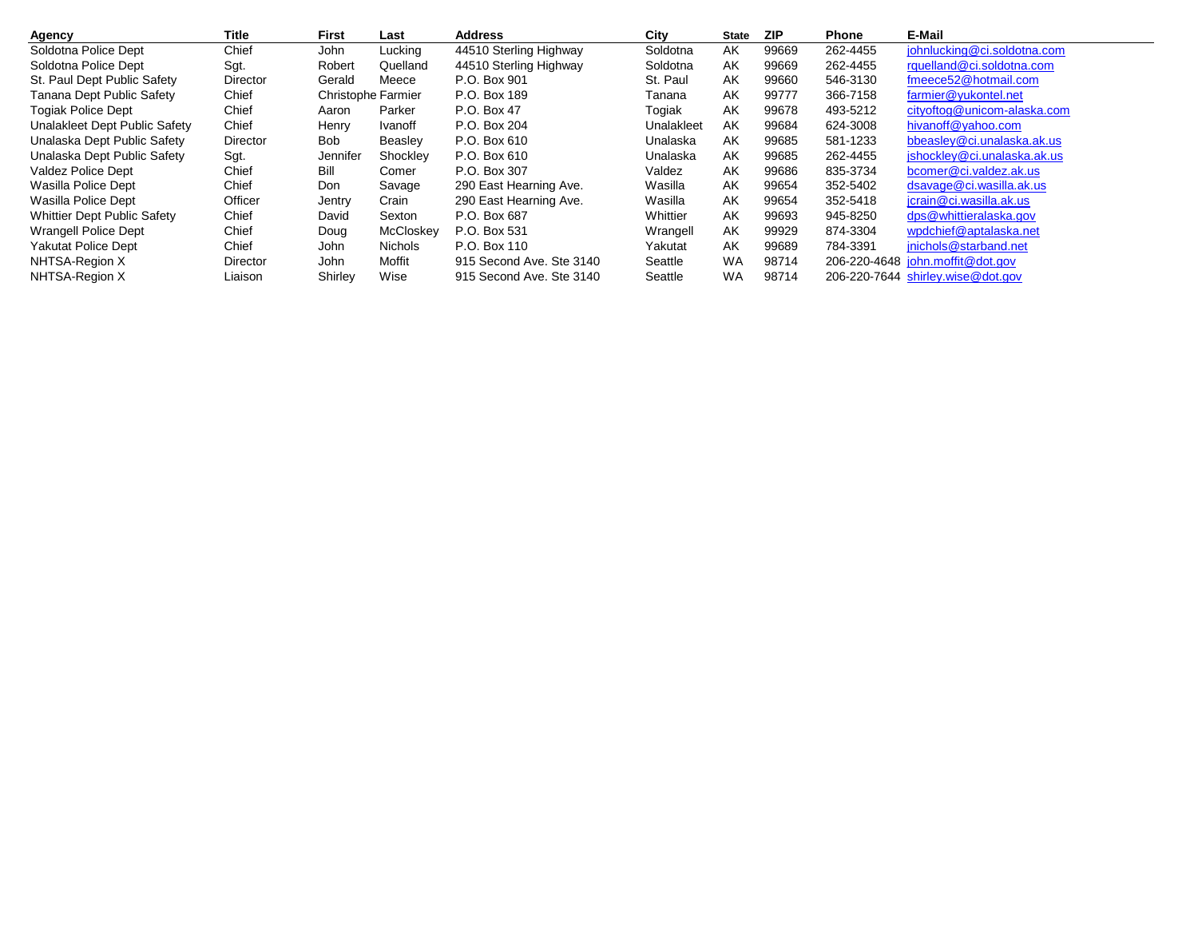| Agency | Title | First | Last | Address | City | State | ZIP | Phone | E-Mail |
|---|---|---|---|---|---|---|---|---|---|
| Soldotna Police Dept | Chief | John | Lucking | 44510 Sterling Highway | Soldotna | AK | 99669 | 262-4455 | johnlucking@ci.soldotna.com |
| Soldotna Police Dept | Sgt. | Robert | Quelland | 44510 Sterling Highway | Soldotna | AK | 99669 | 262-4455 | rquelland@ci.soldotna.com |
| St. Paul Dept Public Safety | Director | Gerald | Meece | P.O. Box 901 | St. Paul | AK | 99660 | 546-3130 | fmeece52@hotmail.com |
| Tanana Dept Public Safety | Chief | Christophe | Farmier | P.O. Box 189 | Tanana | AK | 99777 | 366-7158 | farmier@yukontel.net |
| Togiak Police Dept | Chief | Aaron | Parker | P.O. Box 47 | Togiak | AK | 99678 | 493-5212 | cityoftog@unicom-alaska.com |
| Unalakleet Dept Public Safety | Chief | Henry | Ivanoff | P.O. Box 204 | Unalakleet | AK | 99684 | 624-3008 | hivanoff@yahoo.com |
| Unalaska Dept Public Safety | Director | Bob | Beasley | P.O. Box 610 | Unalaska | AK | 99685 | 581-1233 | bbeasley@ci.unalaska.ak.us |
| Unalaska Dept Public Safety | Sgt. | Jennifer | Shockley | P.O. Box 610 | Unalaska | AK | 99685 | 262-4455 | jshockley@ci.unalaska.ak.us |
| Valdez Police Dept | Chief | Bill | Comer | P.O. Box 307 | Valdez | AK | 99686 | 835-3734 | bcomer@ci.valdez.ak.us |
| Wasilla Police Dept | Chief | Don | Savage | 290 East Hearning Ave. | Wasilla | AK | 99654 | 352-5402 | dsavage@ci.wasilla.ak.us |
| Wasilla Police Dept | Officer | Jentry | Crain | 290 East Hearning Ave. | Wasilla | AK | 99654 | 352-5418 | jcrain@ci.wasilla.ak.us |
| Whittier Dept Public Safety | Chief | David | Sexton | P.O. Box 687 | Whittier | AK | 99693 | 945-8250 | dps@whittieralaska.gov |
| Wrangell Police Dept | Chief | Doug | McCloskey | P.O. Box 531 | Wrangell | AK | 99929 | 874-3304 | wpdchief@aptalaska.net |
| Yakutat Police Dept | Chief | John | Nichols | P.O. Box 110 | Yakutat | AK | 99689 | 784-3391 | jnichols@starband.net |
| NHTSA-Region X | Director | John | Moffit | 915 Second Ave. Ste 3140 | Seattle | WA | 98714 | 206-220-4648 | john.moffit@dot.gov |
| NHTSA-Region X | Liaison | Shirley | Wise | 915 Second Ave. Ste 3140 | Seattle | WA | 98714 | 206-220-7644 | shirley.wise@dot.gov |